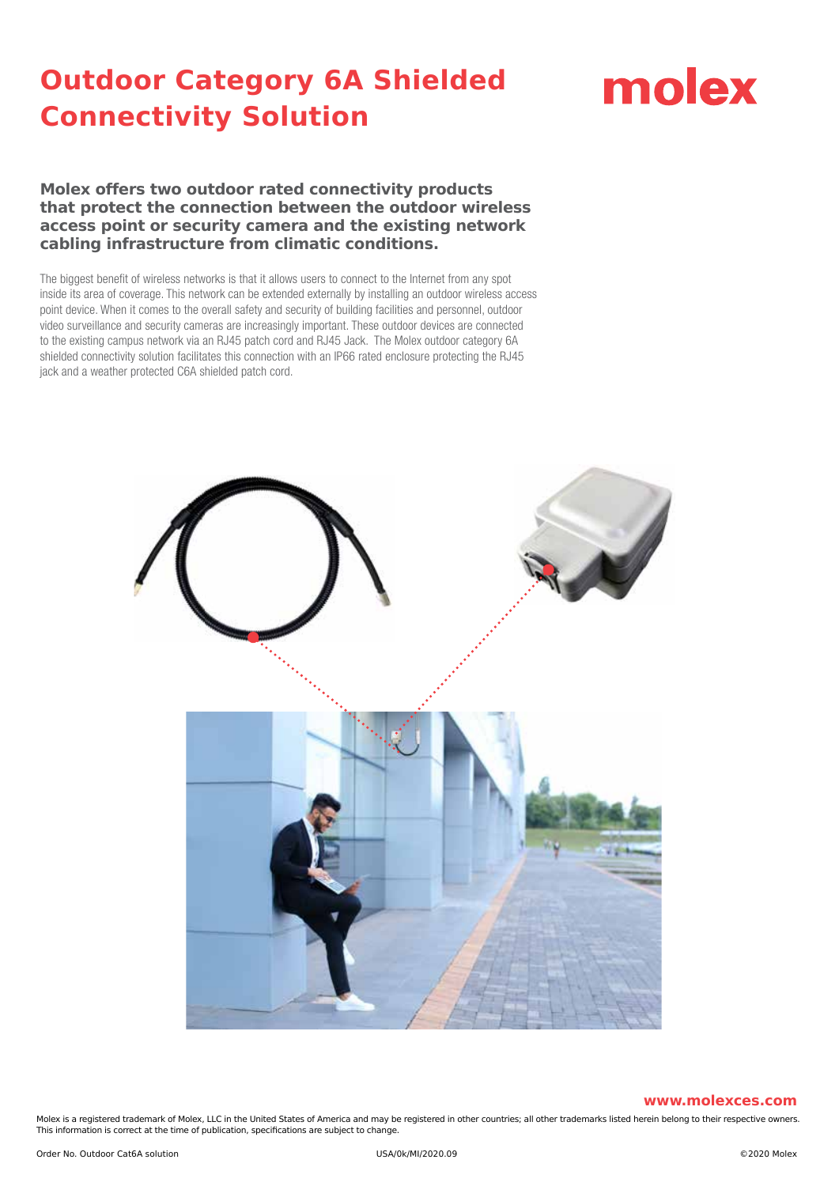# Outdoor Category 6A Shielded Connectivity Solution

molex

**Molex offers two outdoor rated connectivity products that protect the connection between the outdoor wireless access point or security camera and the existing network cabling infrastructure from climatic conditions.**

The biggest benefit of wireless networks is that it allows users to connect to the Internet from any spot inside its area of coverage. This network can be extended externally by installing an outdoor wireless access point device. When it comes to the overall safety and security of building facilities and personnel, outdoor video surveillance and security cameras are increasingly important. These outdoor devices are connected to the existing campus network via an RJ45 patch cord and RJ45 Jack. The Molex outdoor category 6A shielded connectivity solution facilitates this connection with an IP66 rated enclosure protecting the RJ45 jack and a weather protected C6A shielded patch cord.

**www.molexces.com**

Molex is a registered trademark of Molex, LLC in the United States of America and may be registered in other countries; all other trademarks listed herein belong to their respective owners. This information is correct at the time of publication, specifications are subject to change.

Order No. Outdoor Cat6A solution USA/0k/MI/2020.09 ©2020 Molex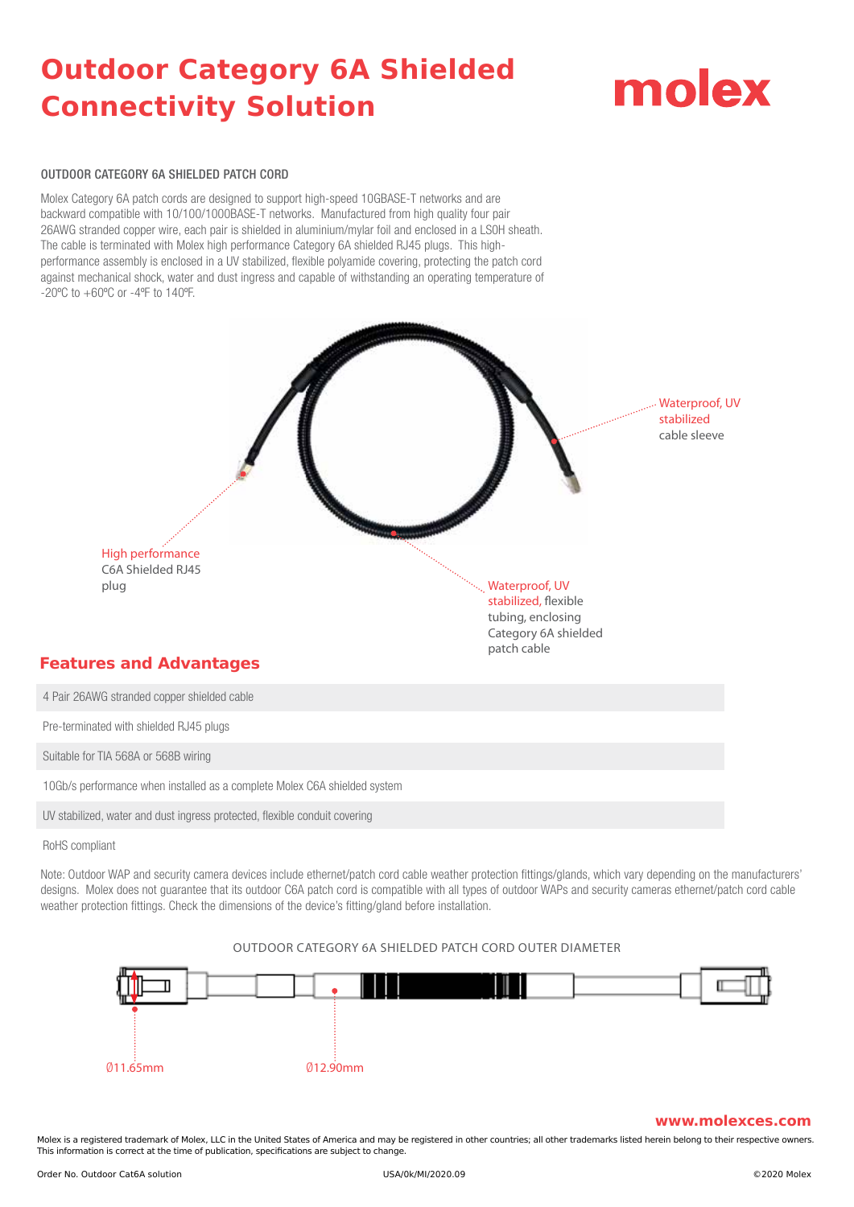# Outdoor Category 6A Shielded Connectivity Solution

molex

## OUTDOOR CATEGORY 6A SHIELDED PATCH CORD

Molex Category 6A patch cords are designed to support high-speed 10GBASE-T networks and are backward compatible with 10/100/1000BASE-T networks. Manufactured from high quality four pair 26AWG stranded copper wire, each pair is shielded in aluminium/mylar foil and enclosed in a LSOH sheath. The cable is terminated with Molex high performance Category 6A shielded RJ45 plugs. This high-performance assembly is enclosed in a UV stabilized, flexible polyamide covering, protecting the patch cord against mechanical shock, water and dust ingress and capable of withstanding an operating temperature of -20ºC to +60ºC or -4ºF to 140ºF.

Waterproof, UV stabilized cable sleeve

High performance C6A Shielded RJ45 plug

Waterproof, UV stabilized, flexible tubing, enclosing Category 6A shielded patch cable

## Features and Advantages

- 4 Pair 26AWG stranded copper shielded cable
- Pre-terminated with shielded RJ45 plugs
- Suitable for TIA 568A or 568B wiring
- 10Gb/s performance when installed as a complete Molex C6A shielded system
- UV stabilized, water and dust ingress protected, flexible conduit covering
- RoHS compliant

Note: Outdoor WAP and security camera devices include ethernet/patch cord cable weather protection fittings/glands, which vary depending on the manufacturers' designs. Molex does not guarantee that its outdoor C6A patch cord is compatible with all types of outdoor WAPs and security cameras ethernet/patch cord cable weather protection fittings. Check the dimensions of the device's fitting/gland before installation.

OUTDOOR CATEGORY 6A SHIELDED PATCH CORD OUTER DIAMETER

Ø11.65mm

Ø12.90mm

www.molexces.com

Molex is a registered trademark of Molex, LLC in the United States of America and may be registered in other countries; all other trademarks listed herein belong to their respective owners. This information is correct at the time of publication, specifications are subject to change.

Order No. Outdoor Cat6A solution USA/0k/MI/2020.09 ©2020 Molex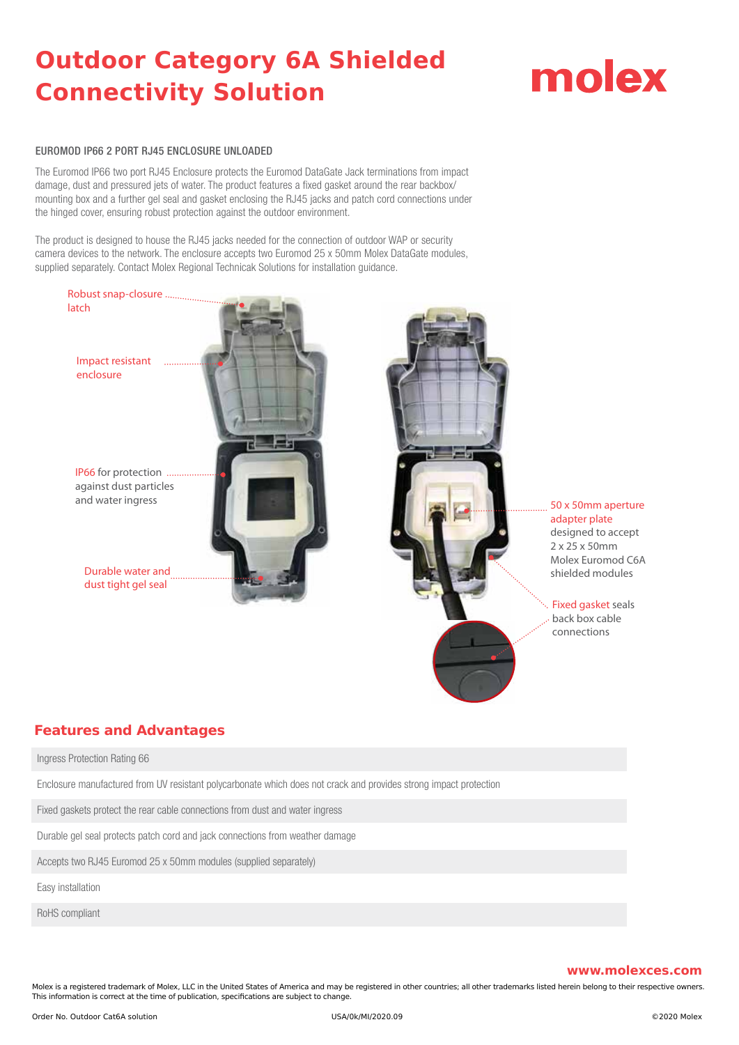# Outdoor Category 6A Shielded Connectivity Solution

molex

## EUROMOD IP66 2 PORT RJ45 ENCLOSURE UNLOADED

The Euromod IP66 two port RJ45 Enclosure protects the Euromod DataGate Jack terminations from impact damage, dust and pressured jets of water. The product features a fixed gasket around the rear backbox/ mounting box and a further gel seal and gasket enclosing the RJ45 jacks and patch cord connections under the hinged cover, ensuring robust protection against the outdoor environment.

The product is designed to house the RJ45 jacks needed for the connection of outdoor WAP or security camera devices to the network. The enclosure accepts two Euromod 25 x 50mm Molex DataGate modules, supplied separately. Contact Molex Regional Technicak Solutions for installation guidance.

Robust snap-closure latch

Impact resistant enclosure

IP66 for protection against dust particles and water ingress

Durable water and dust tight gel seal

50 x 50mm aperture adapter plate designed to accept 2 x 25 x 50mm Molex Euromod C6A shielded modules

Fixed gasket seals back box cable connections

## Features and Advantages

- Ingress Protection Rating 66
- Enclosure manufactured from UV resistant polycarbonate which does not crack and provides strong impact protection
- Fixed gaskets protect the rear cable connections from dust and water ingress
- Durable gel seal protects patch cord and jack connections from weather damage
- Accepts two RJ45 Euromod 25 x 50mm modules (supplied separately)
- Easy installation
- RoHS compliant

www.molexces.com

Molex is a registered trademark of Molex, LLC in the United States of America and may be registered in other countries; all other trademarks listed herein belong to their respective owners. This information is correct at the time of publication, specifications are subject to change.

Order No. Outdoor Cat6A solution USA/0k/MI/2020.09 ©2020 Molex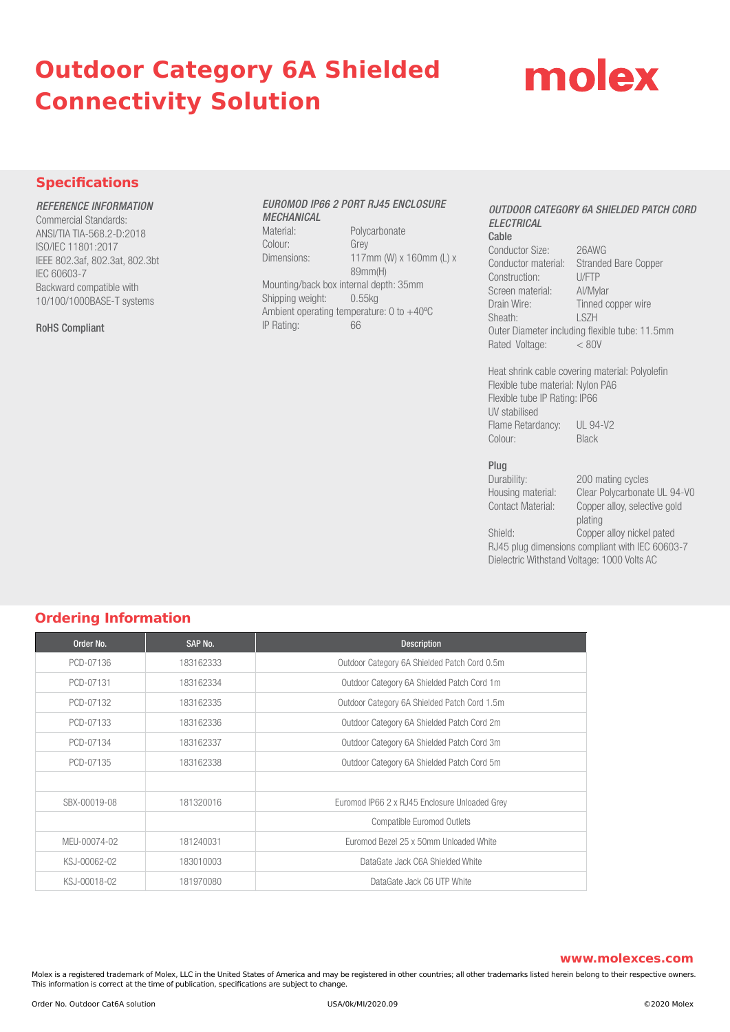# Outdoor Category 6A Shielded Connectivity Solution

molex

## Specifications

*REFERENCE INFORMATION*

Commercial Standards:
ANSI/TIA TIA-568.2-D:2018
ISO/IEC 11801:2017
IEEE 802.3af, 802.3at, 802.3bt
IEC 60603-7
Backward compatible with 10/100/1000BASE-T systems

**RoHS Compliant**

*EUROMOD IP66 2 PORT RJ45 ENCLOSURE MECHANICAL*

Material: Polycarbonate
Colour: Grey
Dimensions: 117mm (W) x 160mm (L) x 89mm(H)
Mounting/back box internal depth: 35mm
Shipping weight: 0.55kg
Ambient operating temperature: 0 to +40ºC
IP Rating: 66

*OUTDOOR CATEGORY 6A SHIELDED PATCH CORD ELECTRICAL*

**Cable**

Conductor Size: 26AWG
Conductor material: Stranded Bare Copper
Construction: U/FTP
Screen material: Al/Mylar
Drain Wire: Tinned copper wire
Sheath: LSZH
Outer Diameter including flexible tube: 11.5mm
Rated Voltage: < 80V

Heat shrink cable covering material: Polyolefin
Flexible tube material: Nylon PA6
Flexible tube IP Rating: IP66
UV stabilised
Flame Retardancy: UL 94-V2
Colour: Black

**Plug**

Durability: 200 mating cycles
Housing material: Clear Polycarbonate UL 94-V0
Contact Material: Copper alloy, selective gold plating
Shield: Copper alloy nickel pated
RJ45 plug dimensions compliant with IEC 60603-7
Dielectric Withstand Voltage: 1000 Volts AC

## Ordering Information

| Order No. | SAP No. | Description |
|---|---|---|
| PCD-07136 | 183162333 | Outdoor Category 6A Shielded Patch Cord 0.5m |
| PCD-07131 | 183162334 | Outdoor Category 6A Shielded Patch Cord 1m |
| PCD-07132 | 183162335 | Outdoor Category 6A Shielded Patch Cord 1.5m |
| PCD-07133 | 183162336 | Outdoor Category 6A Shielded Patch Cord 2m |
| PCD-07134 | 183162337 | Outdoor Category 6A Shielded Patch Cord 3m |
| PCD-07135 | 183162338 | Outdoor Category 6A Shielded Patch Cord 5m |
| | | |
| SBX-00019-08 | 181320016 | Euromod IP66 2 x RJ45 Enclosure Unloaded Grey |
| | | Compatible Euromod Outlets |
| MEU-00074-02 | 181240031 | Euromod Bezel 25 x 50mm Unloaded White |
| KSJ-00062-02 | 183010003 | DataGate Jack C6A Shielded White |
| KSJ-00018-02 | 181970080 | DataGate Jack C6 UTP White |

**www.molexces.com**

Molex is a registered trademark of Molex, LLC in the United States of America and may be registered in other countries; all other trademarks listed herein belong to their respective owners.
This information is correct at the time of publication, specifications are subject to change.

Order No. Outdoor Cat6A solution USA/0k/MI/2020.09 ©2020 Molex